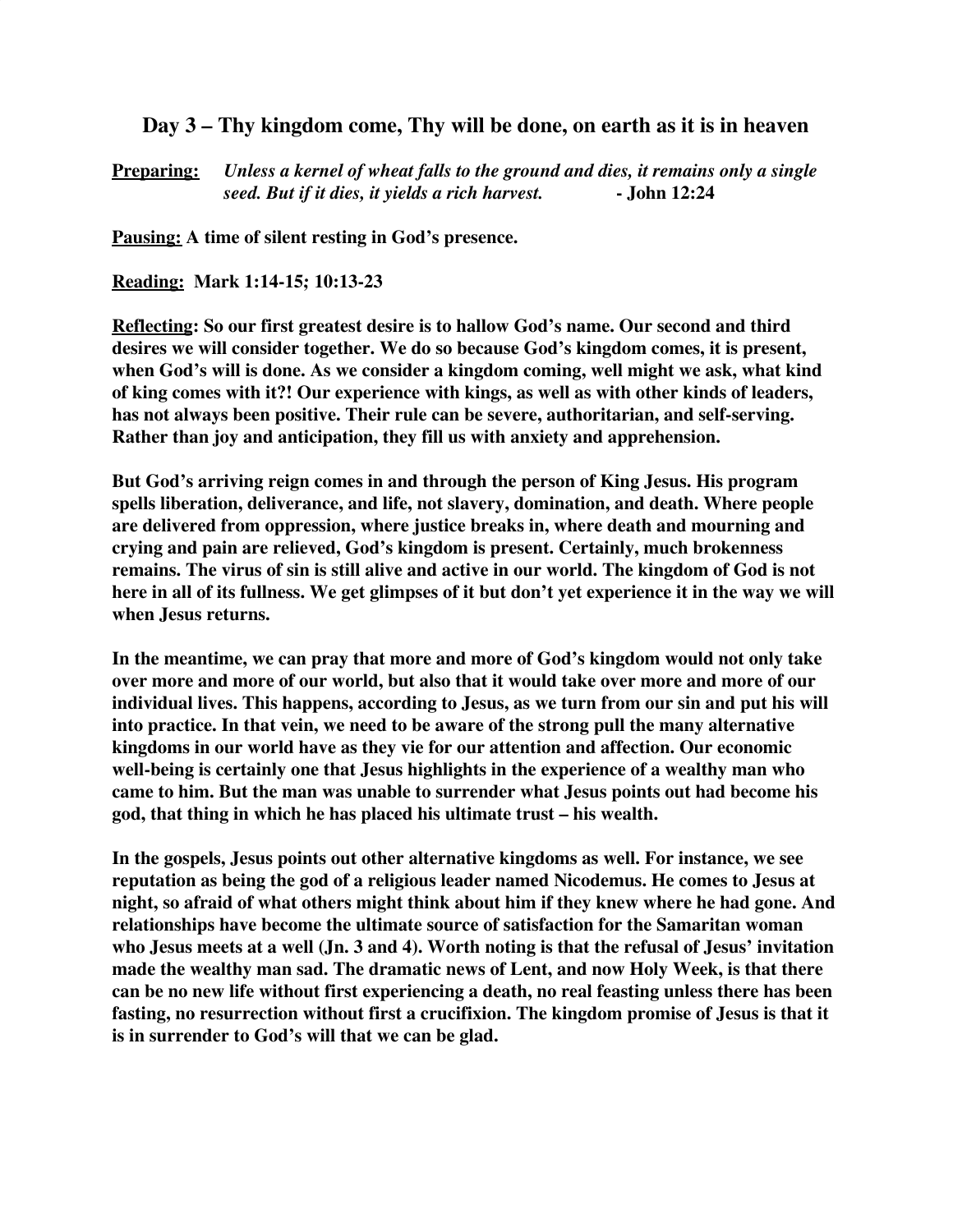## Day 3 – Thy kingdom come, Thy will be done, on earth as it is in heaven

**Preparing:** ***Unless a kernel of wheat falls to the ground and dies, it remains only a single seed. But if it dies, it yields a rich harvest.*** **- John 12:24**

**Pausing: A time of silent resting in God's presence.**

**Reading: Mark 1:14-15; 10:13-23**

**Reflecting: So our first greatest desire is to hallow God's name. Our second and third desires we will consider together. We do so because God's kingdom comes, it is present, when God's will is done. As we consider a kingdom coming, well might we ask, what kind of king comes with it?! Our experience with kings, as well as with other kinds of leaders, has not always been positive. Their rule can be severe, authoritarian, and self-serving. Rather than joy and anticipation, they fill us with anxiety and apprehension.**

**But God's arriving reign comes in and through the person of King Jesus. His program spells liberation, deliverance, and life, not slavery, domination, and death. Where people are delivered from oppression, where justice breaks in, where death and mourning and crying and pain are relieved, God's kingdom is present. Certainly, much brokenness remains. The virus of sin is still alive and active in our world. The kingdom of God is not here in all of its fullness. We get glimpses of it but don't yet experience it in the way we will when Jesus returns.**

**In the meantime, we can pray that more and more of God's kingdom would not only take over more and more of our world, but also that it would take over more and more of our individual lives. This happens, according to Jesus, as we turn from our sin and put his will into practice. In that vein, we need to be aware of the strong pull the many alternative kingdoms in our world have as they vie for our attention and affection. Our economic well-being is certainly one that Jesus highlights in the experience of a wealthy man who came to him. But the man was unable to surrender what Jesus points out had become his god, that thing in which he has placed his ultimate trust – his wealth.**

**In the gospels, Jesus points out other alternative kingdoms as well. For instance, we see reputation as being the god of a religious leader named Nicodemus. He comes to Jesus at night, so afraid of what others might think about him if they knew where he had gone. And relationships have become the ultimate source of satisfaction for the Samaritan woman who Jesus meets at a well (Jn. 3 and 4). Worth noting is that the refusal of Jesus' invitation made the wealthy man sad. The dramatic news of Lent, and now Holy Week, is that there can be no new life without first experiencing a death, no real feasting unless there has been fasting, no resurrection without first a crucifixion. The kingdom promise of Jesus is that it is in surrender to God's will that we can be glad.**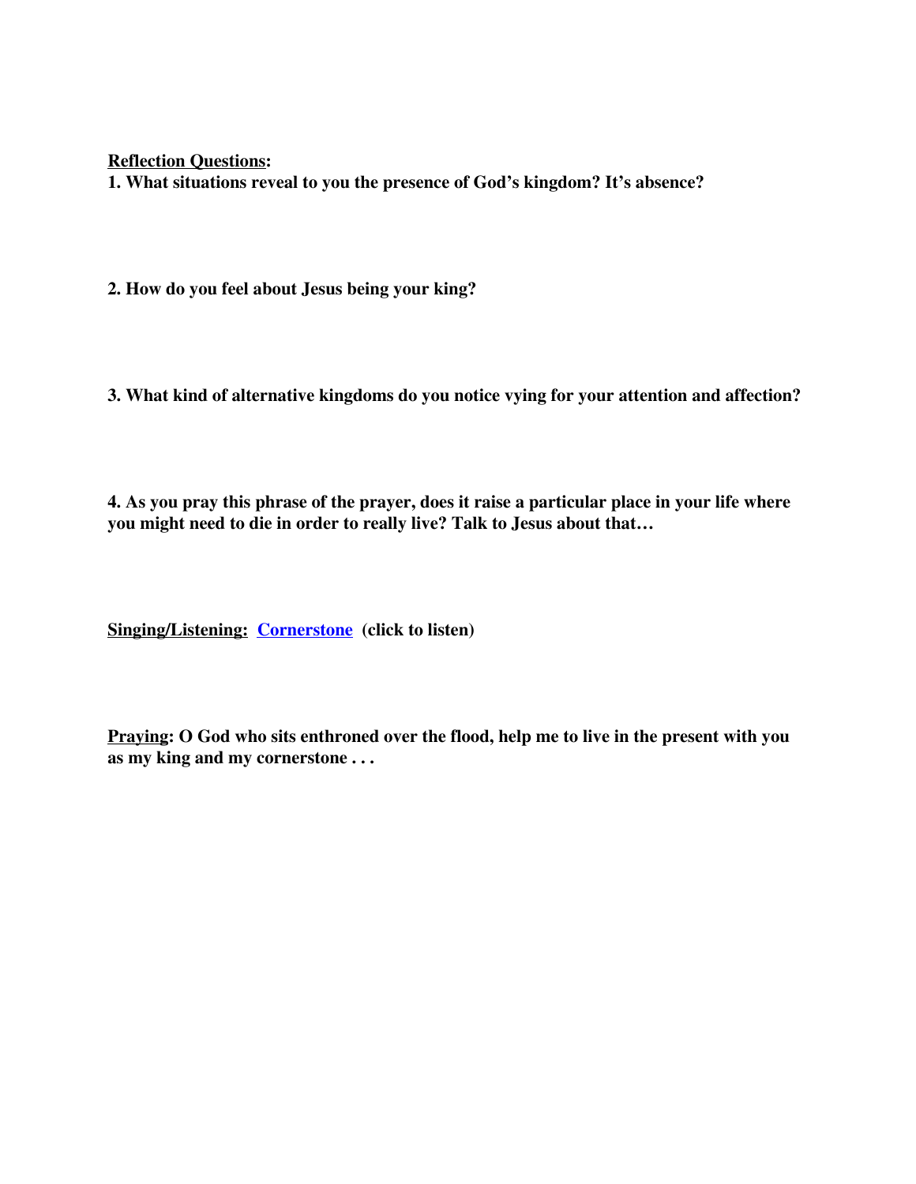**Reflection Questions:**

**1. What situations reveal to you the presence of God's kingdom? It's absence?**

**2. How do you feel about Jesus being your king?**

**3. What kind of alternative kingdoms do you notice vying for your attention and affection?**

**4. As you pray this phrase of the prayer, does it raise a particular place in your life where you might need to die in order to really live? Talk to Jesus about that…**

**Singing/Listening: Cornerstone (click to listen)**

**Praying: O God who sits enthroned over the flood, help me to live in the present with you as my king and my cornerstone . . .**